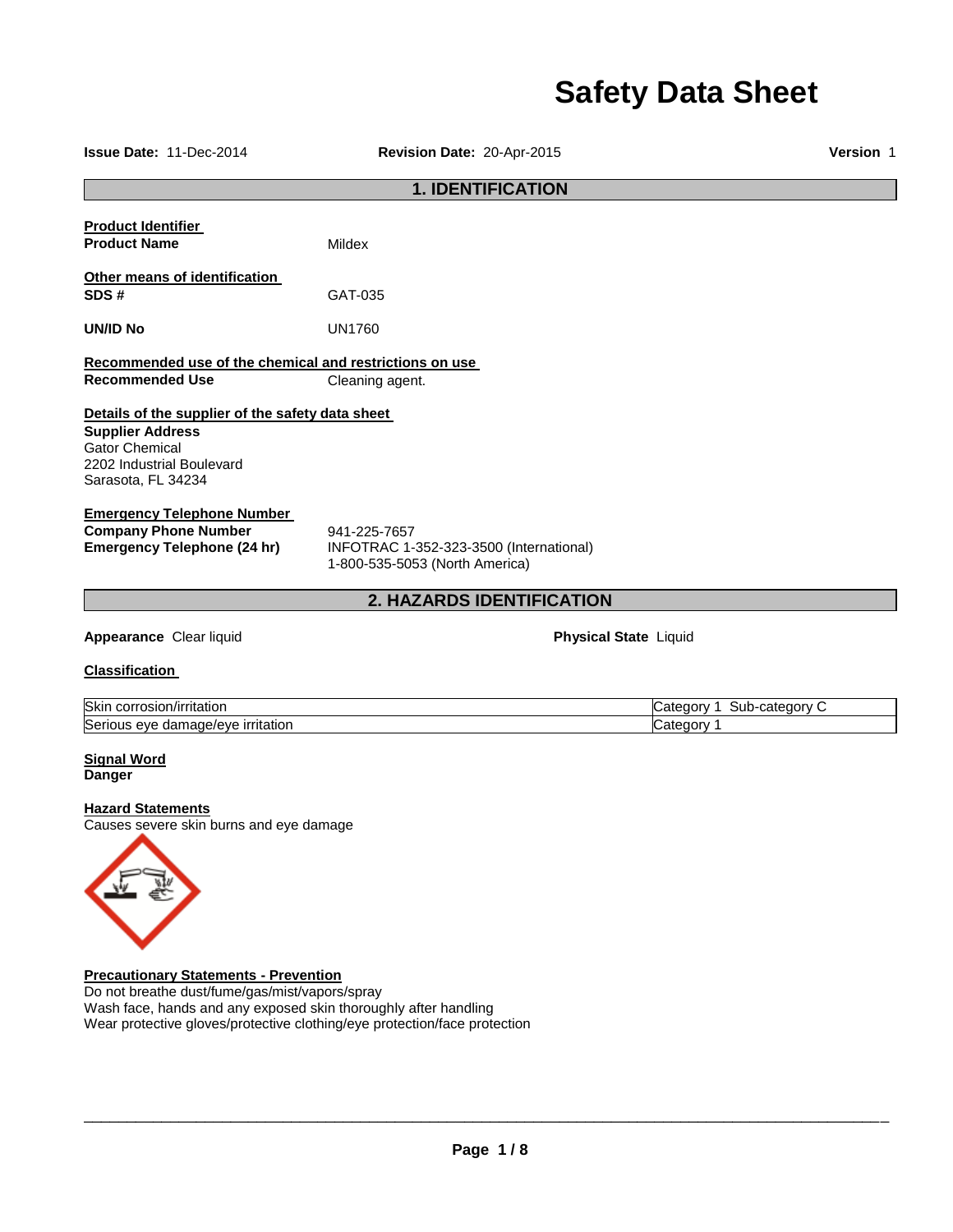# Safety Data Sheet

**Issue Date:** 11-Dec-2014 **Revision Date:** 20-Apr-2015 **Version** 1

## 1. IDENTIFICATION

**Product Identifier**

**Product Name** Mildex

**Other means of identification**

**SDS #** GAT-035

**UN/ID No** UN1760

**Recommended use of the chemical and restrictions on use**

**Recommended Use** Cleaning agent.

**Details of the supplier of the safety data sheet**

**Supplier Address**
Gator Chemical
2202 Industrial Boulevard
Sarasota, FL 34234

**Emergency Telephone Number**

**Company Phone Number** 941-225-7657

**Emergency Telephone (24 hr)** INFOTRAC 1-352-323-3500 (International)
1-800-535-5053 (North America)

## 2. HAZARDS IDENTIFICATION

**Appearance** Clear liquid **Physical State** Liquid

**Classification**

| | |
|---|---|
| Skin corrosion/irritation | Category 1 Sub-category C |
| Serious eye damage/eye irritation | Category 1 |

**Signal Word**
**Danger**

**Hazard Statements**
Causes severe skin burns and eye damage

**Precautionary Statements - Prevention**
Do not breathe dust/fume/gas/mist/vapors/spray
Wash face, hands and any exposed skin thoroughly after handling
Wear protective gloves/protective clothing/eye protection/face protection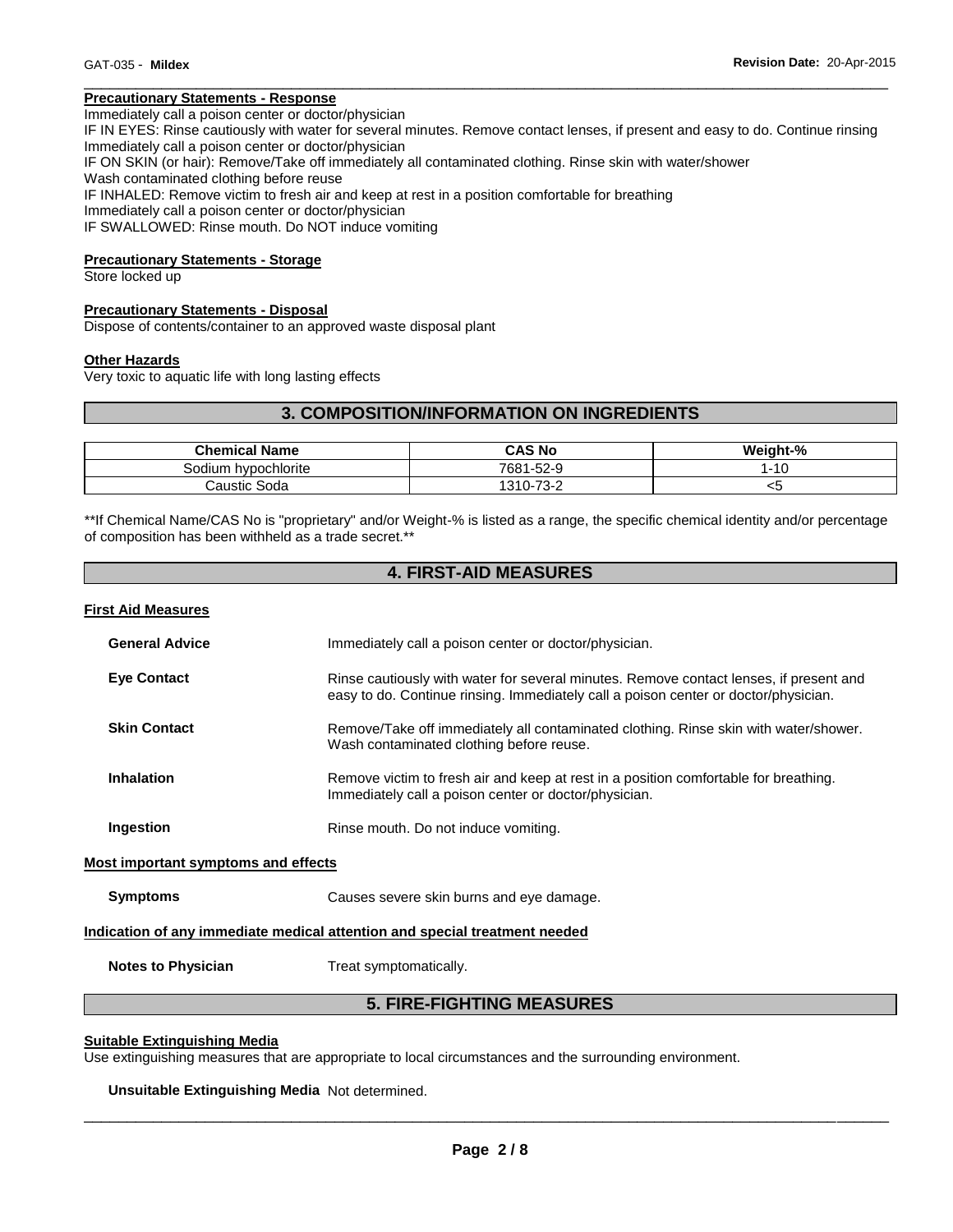### Precautionary Statements - Response

Immediately call a poison center or doctor/physician
IF IN EYES: Rinse cautiously with water for several minutes. Remove contact lenses, if present and easy to do. Continue rinsing
Immediately call a poison center or doctor/physician
IF ON SKIN (or hair): Remove/Take off immediately all contaminated clothing. Rinse skin with water/shower
Wash contaminated clothing before reuse
IF INHALED: Remove victim to fresh air and keep at rest in a position comfortable for breathing
Immediately call a poison center or doctor/physician
IF SWALLOWED: Rinse mouth. Do NOT induce vomiting

### Precautionary Statements - Storage

Store locked up

### Precautionary Statements - Disposal

Dispose of contents/container to an approved waste disposal plant

### Other Hazards

Very toxic to aquatic life with long lasting effects

## 3. COMPOSITION/INFORMATION ON INGREDIENTS

| Chemical Name | CAS No | Weight-% |
|---|---|---|
| Sodium hypochlorite | 7681-52-9 | 1-10 |
| Caustic Soda | 1310-73-2 | <5 |

**If Chemical Name/CAS No is "proprietary" and/or Weight-% is listed as a range, the specific chemical identity and/or percentage of composition has been withheld as a trade secret.**

## 4. FIRST-AID MEASURES

### First Aid Measures

**General Advice** Immediately call a poison center or doctor/physician.

**Eye Contact** Rinse cautiously with water for several minutes. Remove contact lenses, if present and easy to do. Continue rinsing. Immediately call a poison center or doctor/physician.

**Skin Contact** Remove/Take off immediately all contaminated clothing. Rinse skin with water/shower. Wash contaminated clothing before reuse.

**Inhalation** Remove victim to fresh air and keep at rest in a position comfortable for breathing. Immediately call a poison center or doctor/physician.

**Ingestion** Rinse mouth. Do not induce vomiting.

### Most important symptoms and effects

**Symptoms** Causes severe skin burns and eye damage.

### Indication of any immediate medical attention and special treatment needed

**Notes to Physician** Treat symptomatically.

## 5. FIRE-FIGHTING MEASURES

### Suitable Extinguishing Media

Use extinguishing measures that are appropriate to local circumstances and the surrounding environment.

**Unsuitable Extinguishing Media** Not determined.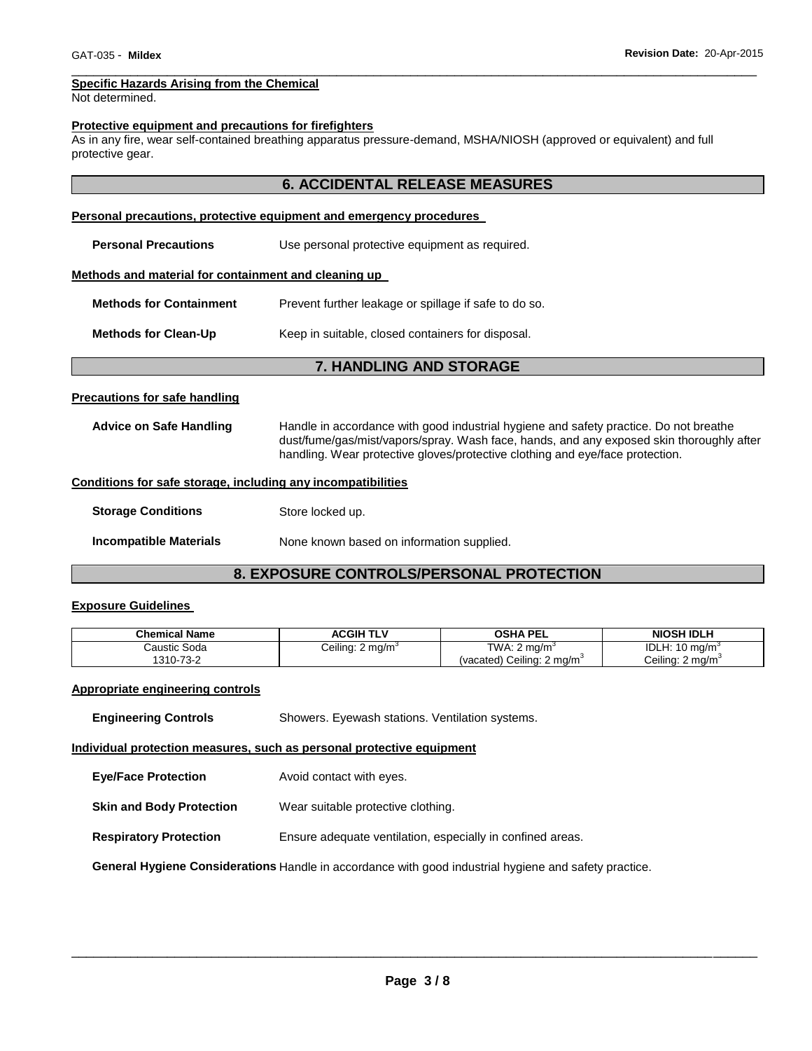**Specific Hazards Arising from the Chemical**
Not determined.

**Protective equipment and precautions for firefighters**
As in any fire, wear self-contained breathing apparatus pressure-demand, MSHA/NIOSH (approved or equivalent) and full protective gear.

## 6. ACCIDENTAL RELEASE MEASURES

**Personal precautions, protective equipment and emergency procedures**

**Personal Precautions** Use personal protective equipment as required.

**Methods and material for containment and cleaning up**

**Methods for Containment** Prevent further leakage or spillage if safe to do so.

**Methods for Clean-Up** Keep in suitable, closed containers for disposal.

## 7. HANDLING AND STORAGE

**Precautions for safe handling**

**Advice on Safe Handling** Handle in accordance with good industrial hygiene and safety practice. Do not breathe dust/fume/gas/mist/vapors/spray. Wash face, hands, and any exposed skin thoroughly after handling. Wear protective gloves/protective clothing and eye/face protection.

**Conditions for safe storage, including any incompatibilities**

**Storage Conditions** Store locked up.

**Incompatible Materials** None known based on information supplied.

## 8. EXPOSURE CONTROLS/PERSONAL PROTECTION

**Exposure Guidelines**

| Chemical Name | ACGIH TLV | OSHA PEL | NIOSH IDLH |
|---|---|---|---|
| Caustic Soda<br>1310-73-2 | Ceiling: 2 mg/m$^3$ | TWA: 2 mg/m$^3$<br>(vacated) Ceiling: 2 mg/m$^3$ | IDLH: 10 mg/m$^3$<br>Ceiling: 2 mg/m$^3$ |

**Appropriate engineering controls**

**Engineering Controls** Showers. Eyewash stations. Ventilation systems.

**Individual protection measures, such as personal protective equipment**

**Eye/Face Protection** Avoid contact with eyes.

**Skin and Body Protection** Wear suitable protective clothing.

**Respiratory Protection** Ensure adequate ventilation, especially in confined areas.

**General Hygiene Considerations** Handle in accordance with good industrial hygiene and safety practice.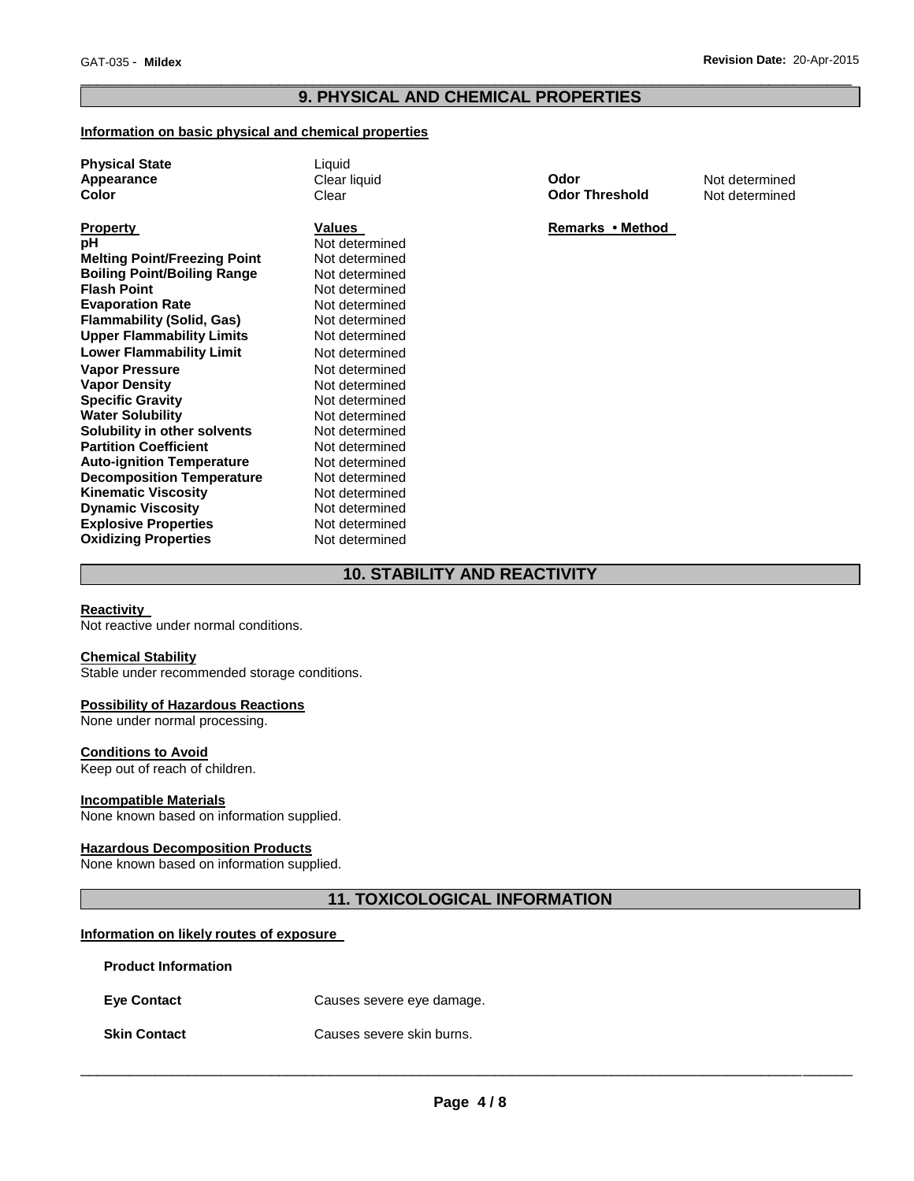## 9. PHYSICAL AND CHEMICAL PROPERTIES

**Information on basic physical and chemical properties**

| | | | |
|---|---|---|---|
| **Physical State** | Liquid | | |
| **Appearance** | Clear liquid | **Odor** | Not determined |
| **Color** | Clear | **Odor Threshold** | Not determined |

| **Property** | **Values** | **Remarks • Method** |
|---|---|---|
| **pH** | Not determined | |
| **Melting Point/Freezing Point** | Not determined | |
| **Boiling Point/Boiling Range** | Not determined | |
| **Flash Point** | Not determined | |
| **Evaporation Rate** | Not determined | |
| **Flammability (Solid, Gas)** | Not determined | |
| **Upper Flammability Limits** | Not determined | |
| **Lower Flammability Limit** | Not determined | |
| **Vapor Pressure** | Not determined | |
| **Vapor Density** | Not determined | |
| **Specific Gravity** | Not determined | |
| **Water Solubility** | Not determined | |
| **Solubility in other solvents** | Not determined | |
| **Partition Coefficient** | Not determined | |
| **Auto-ignition Temperature** | Not determined | |
| **Decomposition Temperature** | Not determined | |
| **Kinematic Viscosity** | Not determined | |
| **Dynamic Viscosity** | Not determined | |
| **Explosive Properties** | Not determined | |
| **Oxidizing Properties** | Not determined | |

## 10. STABILITY AND REACTIVITY

**Reactivity**
Not reactive under normal conditions.

**Chemical Stability**
Stable under recommended storage conditions.

**Possibility of Hazardous Reactions**
None under normal processing.

**Conditions to Avoid**
Keep out of reach of children.

**Incompatible Materials**
None known based on information supplied.

**Hazardous Decomposition Products**
None known based on information supplied.

## 11. TOXICOLOGICAL INFORMATION

**Information on likely routes of exposure**

**Product Information**

| | |
|---|---|
| **Eye Contact** | Causes severe eye damage. |
| **Skin Contact** | Causes severe skin burns. |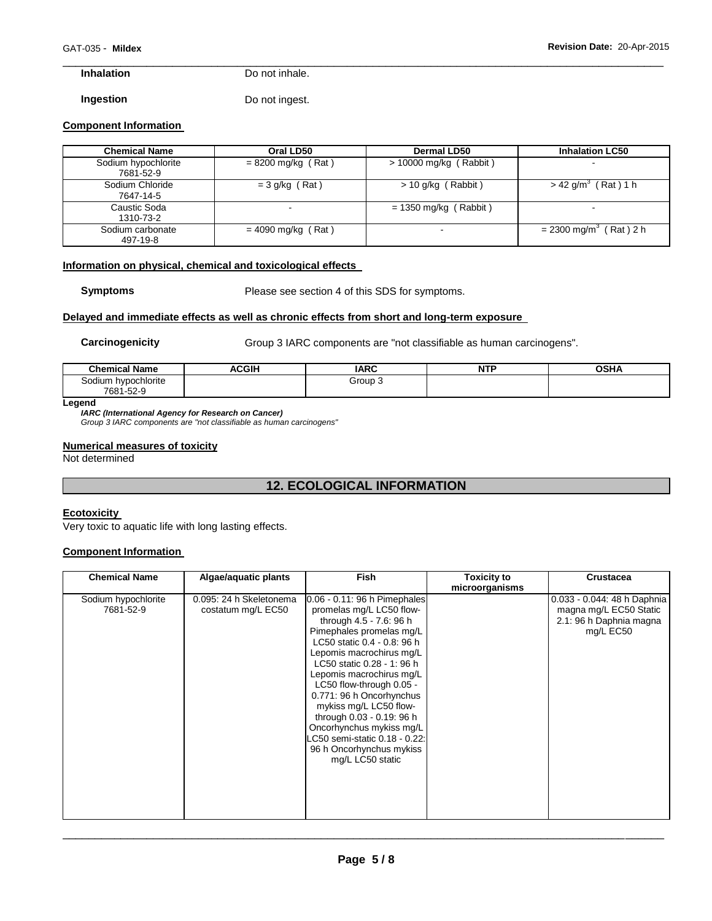**Inhalation** Do not inhale.

**Ingestion** Do not ingest.

### Component Information

| Chemical Name | Oral LD50 | Dermal LD50 | Inhalation LC50 |
|---|---|---|---|
| Sodium hypochlorite 7681-52-9 | = 8200 mg/kg ( Rat ) | > 10000 mg/kg ( Rabbit ) | - |
| Sodium Chloride 7647-14-5 | = 3 g/kg ( Rat ) | > 10 g/kg ( Rabbit ) | > 42 g/m$^3$ ( Rat ) 1 h |
| Caustic Soda 1310-73-2 | - | = 1350 mg/kg ( Rabbit ) | - |
| Sodium carbonate 497-19-8 | = 4090 mg/kg ( Rat ) | - | = 2300 mg/m$^3$ ( Rat ) 2 h |

### Information on physical, chemical and toxicological effects

**Symptoms** Please see section 4 of this SDS for symptoms.

### Delayed and immediate effects as well as chronic effects from short and long-term exposure

**Carcinogenicity** Group 3 IARC components are "not classifiable as human carcinogens".

| Chemical Name | ACGIH | IARC | NTP | OSHA |
|---|---|---|---|---|
| Sodium hypochlorite 7681-52-9 | | Group 3 | | |

**Legend**
*IARC (International Agency for Research on Cancer)*
*Group 3 IARC components are "not classifiable as human carcinogens"*

### Numerical measures of toxicity

Not determined

## 12. ECOLOGICAL INFORMATION

### Ecotoxicity

Very toxic to aquatic life with long lasting effects.

### Component Information

| Chemical Name | Algae/aquatic plants | Fish | Toxicity to microorganisms | Crustacea |
|---|---|---|---|---|
| Sodium hypochlorite 7681-52-9 | 0.095: 24 h Skeletonema costatum mg/L EC50 | 0.06 - 0.11: 96 h Pimephales promelas mg/L LC50 flow-through 4.5 - 7.6: 96 h Pimephales promelas mg/L LC50 static 0.4 - 0.8: 96 h Lepomis macrochirus mg/L LC50 static 0.28 - 1: 96 h Lepomis macrochirus mg/L LC50 flow-through 0.05 - 0.771: 96 h Oncorhynchus mykiss mg/L LC50 flow-through 0.03 - 0.19: 96 h Oncorhynchus mykiss mg/L LC50 semi-static 0.18 - 0.22: 96 h Oncorhynchus mykiss mg/L LC50 static | | 0.033 - 0.044: 48 h Daphnia magna mg/L EC50 Static 2.1: 96 h Daphnia magna mg/L EC50 |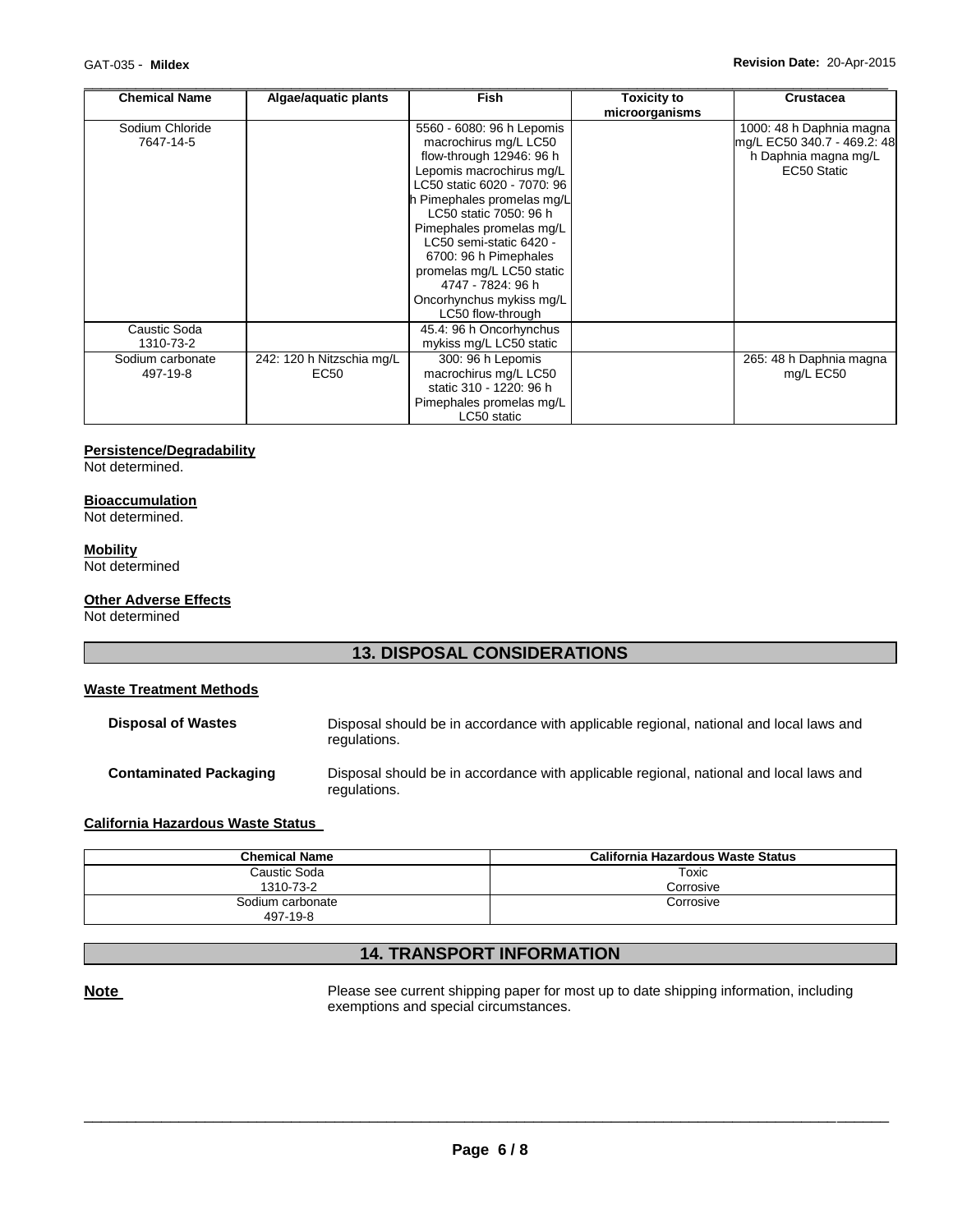| Chemical Name | Algae/aquatic plants | Fish | Toxicity to microorganisms | Crustacea |
|---|---|---|---|---|
| Sodium Chloride 7647-14-5 | | 5560 - 6080: 96 h Lepomis macrochirus mg/L LC50 flow-through 12946: 96 h Lepomis macrochirus mg/L LC50 static 6020 - 7070: 96 h Pimephales promelas mg/L LC50 static 7050: 96 h Pimephales promelas mg/L LC50 semi-static 6420 - 6700: 96 h Pimephales promelas mg/L LC50 static 4747 - 7824: 96 h Oncorhynchus mykiss mg/L LC50 flow-through | | 1000: 48 h Daphnia magna mg/L EC50 340.7 - 469.2: 48 h Daphnia magna mg/L EC50 Static |
| Caustic Soda 1310-73-2 | | 45.4: 96 h Oncorhynchus mykiss mg/L LC50 static | | |
| Sodium carbonate 497-19-8 | 242: 120 h Nitzschia mg/L EC50 | 300: 96 h Lepomis macrochirus mg/L LC50 static 310 - 1220: 96 h Pimephales promelas mg/L LC50 static | | 265: 48 h Daphnia magna mg/L EC50 |

**Persistence/Degradability**

Not determined.

**Bioaccumulation**

Not determined.

**Mobility**

Not determined

**Other Adverse Effects**

Not determined

## 13. DISPOSAL CONSIDERATIONS

**Waste Treatment Methods**

**Disposal of Wastes** Disposal should be in accordance with applicable regional, national and local laws and regulations.

**Contaminated Packaging** Disposal should be in accordance with applicable regional, national and local laws and regulations.

**California Hazardous Waste Status**

| Chemical Name | California Hazardous Waste Status |
|---|---|
| Caustic Soda 1310-73-2 | Toxic Corrosive |
| Sodium carbonate 497-19-8 | Corrosive |

## 14. TRANSPORT INFORMATION

**Note** Please see current shipping paper for most up to date shipping information, including exemptions and special circumstances.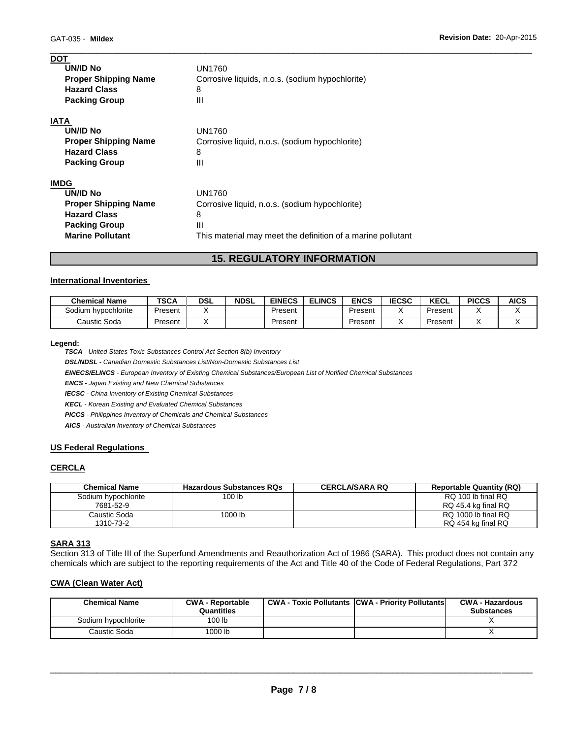**DOT**

| | |
|---|---|
| **UN/ID No** | UN1760 |
| **Proper Shipping Name** | Corrosive liquids, n.o.s. (sodium hypochlorite) |
| **Hazard Class** | 8 |
| **Packing Group** | III |

**IATA**

| | |
|---|---|
| **UN/ID No** | UN1760 |
| **Proper Shipping Name** | Corrosive liquid, n.o.s. (sodium hypochlorite) |
| **Hazard Class** | 8 |
| **Packing Group** | III |

**IMDG**

| | |
|---|---|
| **UN/ID No** | UN1760 |
| **Proper Shipping Name** | Corrosive liquid, n.o.s. (sodium hypochlorite) |
| **Hazard Class** | 8 |
| **Packing Group** | III |
| **Marine Pollutant** | This material may meet the definition of a marine pollutant |

## 15. REGULATORY INFORMATION

### International Inventories

| Chemical Name | TSCA | DSL | NDSL | EINECS | ELINCS | ENCS | IECSC | KECL | PICCS | AICS |
|---|---|---|---|---|---|---|---|---|---|---|
| Sodium hypochlorite | Present | X | | Present | | Present | X | Present | X | X |
| Caustic Soda | Present | X | | Present | | Present | X | Present | X | X |

**Legend:**

***TSCA*** *- United States Toxic Substances Control Act Section 8(b) Inventory*

***DSL/NDSL*** *- Canadian Domestic Substances List/Non-Domestic Substances List*

***EINECS/ELINCS*** *- European Inventory of Existing Chemical Substances/European List of Notified Chemical Substances*

***ENCS*** *- Japan Existing and New Chemical Substances*

***IECSC*** *- China Inventory of Existing Chemical Substances*

***KECL*** *- Korean Existing and Evaluated Chemical Substances*

***PICCS*** *- Philippines Inventory of Chemicals and Chemical Substances*

***AICS*** *- Australian Inventory of Chemical Substances*

### US Federal Regulations

### CERCLA

| Chemical Name | Hazardous Substances RQs | CERCLA/SARA RQ | Reportable Quantity (RQ) |
|---|---|---|---|
| Sodium hypochlorite 7681-52-9 | 100 lb | | RQ 100 lb final RQ RQ 45.4 kg final RQ |
| Caustic Soda 1310-73-2 | 1000 lb | | RQ 1000 lb final RQ RQ 454 kg final RQ |

### SARA 313

Section 313 of Title III of the Superfund Amendments and Reauthorization Act of 1986 (SARA). This product does not contain any chemicals which are subject to the reporting requirements of the Act and Title 40 of the Code of Federal Regulations, Part 372

### CWA (Clean Water Act)

| Chemical Name | CWA - Reportable Quantities | CWA - Toxic Pollutants | CWA - Priority Pollutants | CWA - Hazardous Substances |
|---|---|---|---|---|
| Sodium hypochlorite | 100 lb | | | X |
| Caustic Soda | 1000 lb | | | X |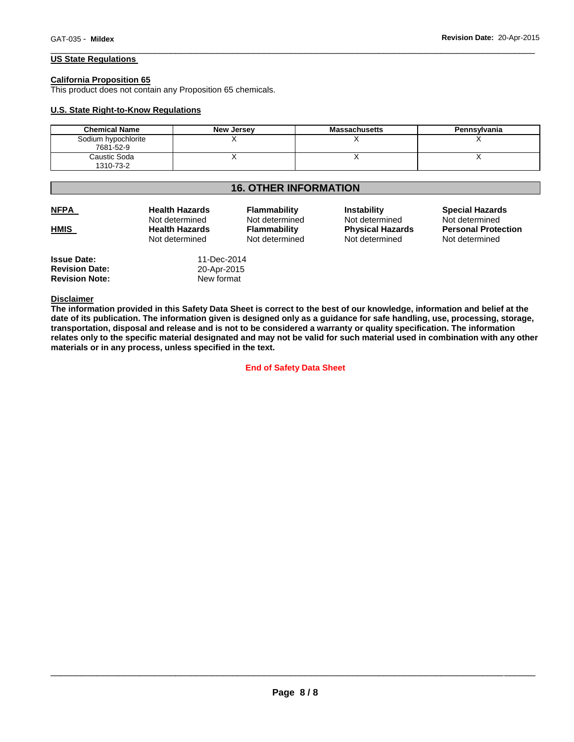**US State Regulations**

**California Proposition 65**

This product does not contain any Proposition 65 chemicals.

**U.S. State Right-to-Know Regulations**

| Chemical Name | New Jersey | Massachusetts | Pennsylvania |
|---|---|---|---|
| Sodium hypochlorite 7681-52-9 | X | X | X |
| Caustic Soda 1310-73-2 | X | X | X |

## 16. OTHER INFORMATION

| | | | | |
|---|---|---|---|---|
| **NFPA** | **Health Hazards** Not determined | **Flammability** Not determined | **Instability** Not determined | **Special Hazards** Not determined |
| **HMIS** | **Health Hazards** Not determined | **Flammability** Not determined | **Physical Hazards** Not determined | **Personal Protection** Not determined |

**Issue Date:** 11-Dec-2014
**Revision Date:** 20-Apr-2015
**Revision Note:** New format

**Disclaimer**

**The information provided in this Safety Data Sheet is correct to the best of our knowledge, information and belief at the date of its publication. The information given is designed only as a guidance for safe handling, use, processing, storage, transportation, disposal and release and is not to be considered a warranty or quality specification. The information relates only to the specific material designated and may not be valid for such material used in combination with any other materials or in any process, unless specified in the text.**

**End of Safety Data Sheet**